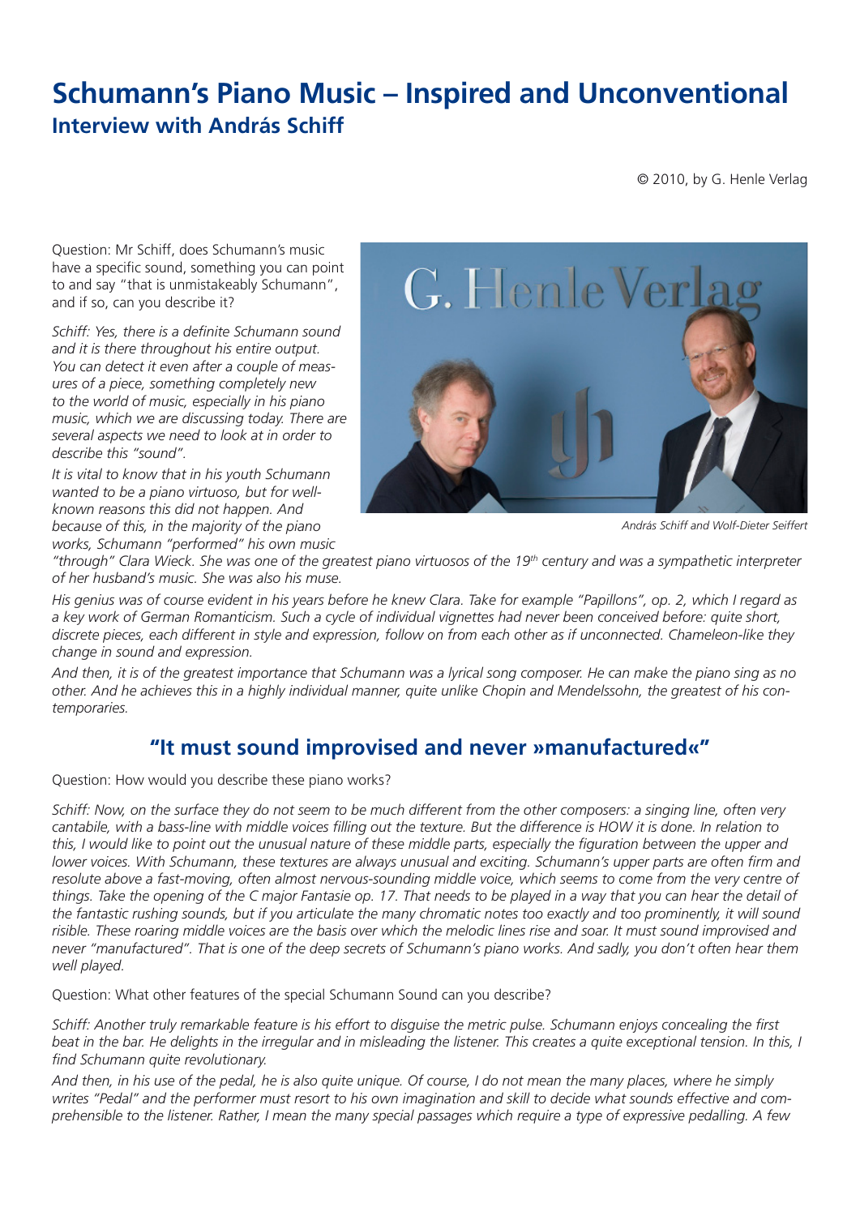# Schumann's Piano Music – Inspired and Unconventional

## Interview with András Schiff

© 2010, by G. Henle Verlag

Question: Mr Schiff, does Schumann's music have a specific sound, something you can point to and say "that is unmistakeably Schumann", and if so, can you describe it?

*Schiff: Yes, there is a definite Schumann sound and it is there throughout his entire output. You can detect it even after a couple of measures of a piece, something completely new to the world of music, especially in his piano music, which we are discussing today. There are several aspects we need to look at in order to describe this "sound".*

*It is vital to know that in his youth Schumann wanted to be a piano virtuoso, but for well-known reasons this did not happen. And because of this, in the majority of the piano works, Schumann "performed" his own music "through" Clara Wieck. She was one of the greatest piano virtuosos of the 19th century and was a sympathetic interpreter of her husband's music. She was also his muse.*

András Schiff and Wolf-Dieter Seiffert

*His genius was of course evident in his years before he knew Clara. Take for example "Papillons", op. 2, which I regard as a key work of German Romanticism. Such a cycle of individual vignettes had never been conceived before: quite short, discrete pieces, each different in style and expression, follow on from each other as if unconnected. Chameleon-like they change in sound and expression.*

*And then, it is of the greatest importance that Schumann was a lyrical song composer. He can make the piano sing as no other. And he achieves this in a highly individual manner, quite unlike Chopin and Mendelssohn, the greatest of his contemporaries.*

## "It must sound improvised and never »manufactured«"

Question: How would you describe these piano works?

*Schiff: Now, on the surface they do not seem to be much different from the other composers: a singing line, often very cantabile, with a bass-line with middle voices filling out the texture. But the difference is HOW it is done. In relation to this, I would like to point out the unusual nature of these middle parts, especially the figuration between the upper and lower voices. With Schumann, these textures are always unusual and exciting. Schumann's upper parts are often firm and resolute above a fast-moving, often almost nervous-sounding middle voice, which seems to come from the very centre of things. Take the opening of the C major Fantasie op. 17. That needs to be played in a way that you can hear the detail of the fantastic rushing sounds, but if you articulate the many chromatic notes too exactly and too prominently, it will sound risible. These roaring middle voices are the basis over which the melodic lines rise and soar. It must sound improvised and never "manufactured". That is one of the deep secrets of Schumann's piano works. And sadly, you don't often hear them well played.*

Question: What other features of the special Schumann Sound can you describe?

*Schiff: Another truly remarkable feature is his effort to disguise the metric pulse. Schumann enjoys concealing the first beat in the bar. He delights in the irregular and in misleading the listener. This creates a quite exceptional tension. In this, I find Schumann quite revolutionary.*

*And then, in his use of the pedal, he is also quite unique. Of course, I do not mean the many places, where he simply writes "Pedal" and the performer must resort to his own imagination and skill to decide what sounds effective and comprehensible to the listener. Rather, I mean the many special passages which require a type of expressive pedalling. A few*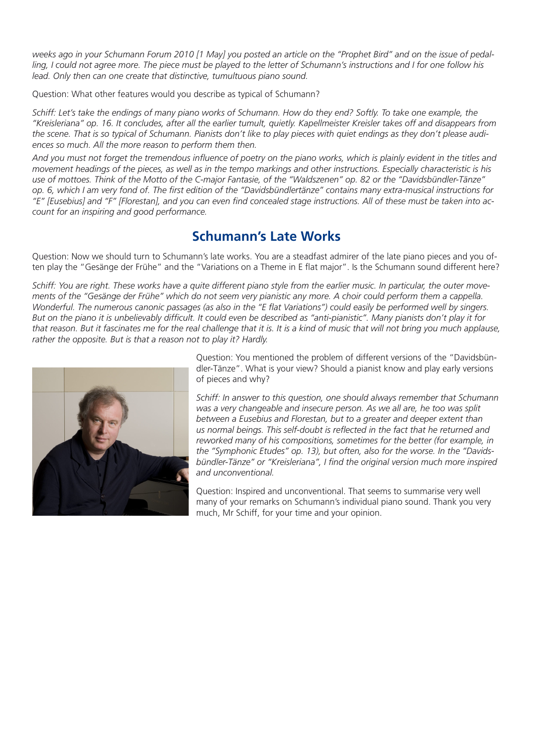*weeks ago in your Schumann Forum 2010 [1 May] you posted an article on the "Prophet Bird" and on the issue of pedalling, I could not agree more. The piece must be played to the letter of Schumann's instructions and I for one follow his lead. Only then can one create that distinctive, tumultuous piano sound.*

Question: What other features would you describe as typical of Schumann?

*Schiff: Let's take the endings of many piano works of Schumann. How do they end? Softly. To take one example, the "Kreisleriana" op. 16. It concludes, after all the earlier tumult, quietly. Kapellmeister Kreisler takes off and disappears from the scene. That is so typical of Schumann. Pianists don't like to play pieces with quiet endings as they don't please audiences so much. All the more reason to perform them then.*

*And you must not forget the tremendous influence of poetry on the piano works, which is plainly evident in the titles and movement headings of the pieces, as well as in the tempo markings and other instructions. Especially characteristic is his use of mottoes. Think of the Motto of the C-major Fantasie, of the "Waldszenen" op. 82 or the "Davidsbündler-Tänze" op. 6, which I am very fond of. The first edition of the "Davidsbündlertänze" contains many extra-musical instructions for "E" [Eusebius] and "F" [Florestan], and you can even find concealed stage instructions. All of these must be taken into account for an inspiring and good performance.*

## Schumann's Late Works

Question: Now we should turn to Schumann's late works. You are a steadfast admirer of the late piano pieces and you often play the "Gesänge der Frühe" and the "Variations on a Theme in E flat major". Is the Schumann sound different here?

*Schiff: You are right. These works have a quite different piano style from the earlier music. In particular, the outer movements of the "Gesänge der Frühe" which do not seem very pianistic any more. A choir could perform them a cappella. Wonderful. The numerous canonic passages (as also in the "E flat Variations") could easily be performed well by singers. But on the piano it is unbelievably difficult. It could even be described as "anti-pianistic". Many pianists don't play it for that reason. But it fascinates me for the real challenge that it is. It is a kind of music that will not bring you much applause, rather the opposite. But is that a reason not to play it? Hardly.*

Question: You mentioned the problem of different versions of the "Davidsbündler-Tänze". What is your view? Should a pianist know and play early versions of pieces and why?

*Schiff: In answer to this question, one should always remember that Schumann was a very changeable and insecure person. As we all are, he too was split between a Eusebius and Florestan, but to a greater and deeper extent than us normal beings. This self-doubt is reflected in the fact that he returned and reworked many of his compositions, sometimes for the better (for example, in the "Symphonic Etudes" op. 13), but often, also for the worse. In the "Davidsbündler-Tänze" or "Kreisleriana", I find the original version much more inspired and unconventional.*

Question: Inspired and unconventional. That seems to summarise very well many of your remarks on Schumann's individual piano sound. Thank you very much, Mr Schiff, for your time and your opinion.